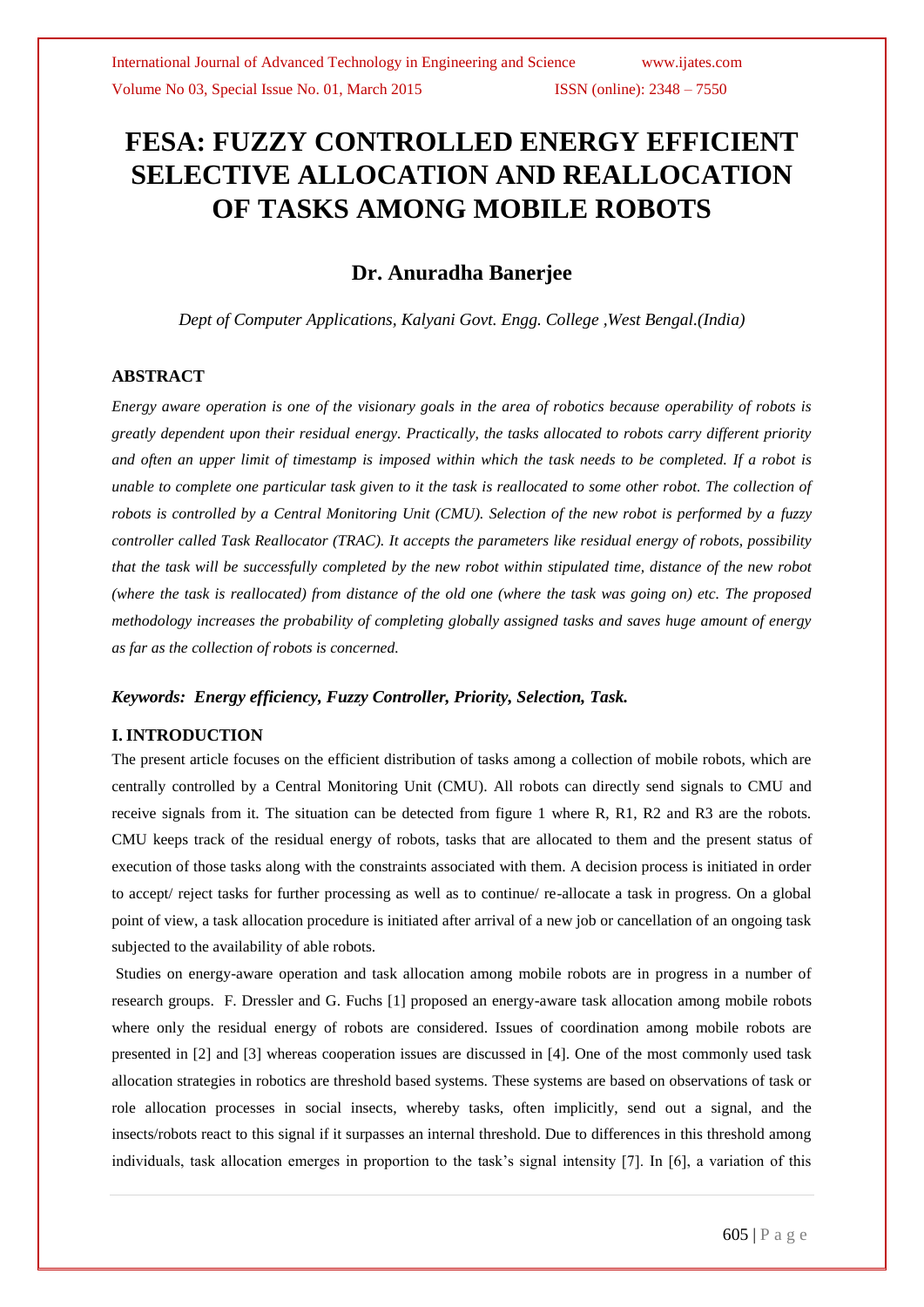# FESA: FUZZY CONTROLLED ENERGY EFFICIENT SELECTIVE ALLOCATION AND REALLOCATION OF TASKS AMONG MOBILE ROBOTS

## Dr. Anuradha Banerjee

*Dept of Computer Applications, Kalyani Govt. Engg. College ,West Bengal.(India)*

### ABSTRACT

*Energy aware operation is one of the visionary goals in the area of robotics because operability of robots is greatly dependent upon their residual energy. Practically, the tasks allocated to robots carry different priority and often an upper limit of timestamp is imposed within which the task needs to be completed. If a robot is unable to complete one particular task given to it the task is reallocated to some other robot. The collection of robots is controlled by a Central Monitoring Unit (CMU). Selection of the new robot is performed by a fuzzy controller called Task Reallocator (TRAC). It accepts the parameters like residual energy of robots, possibility that the task will be successfully completed by the new robot within stipulated time, distance of the new robot (where the task is reallocated) from distance of the old one (where the task was going on) etc. The proposed methodology increases the probability of completing globally assigned tasks and saves huge amount of energy as far as the collection of robots is concerned.*

***Keywords: Energy efficiency, Fuzzy Controller, Priority, Selection, Task.***

### I. INTRODUCTION

The present article focuses on the efficient distribution of tasks among a collection of mobile robots, which are centrally controlled by a Central Monitoring Unit (CMU). All robots can directly send signals to CMU and receive signals from it. The situation can be detected from figure 1 where R, R1, R2 and R3 are the robots. CMU keeps track of the residual energy of robots, tasks that are allocated to them and the present status of execution of those tasks along with the constraints associated with them. A decision process is initiated in order to accept/ reject tasks for further processing as well as to continue/ re-allocate a task in progress. On a global point of view, a task allocation procedure is initiated after arrival of a new job or cancellation of an ongoing task subjected to the availability of able robots.

Studies on energy-aware operation and task allocation among mobile robots are in progress in a number of research groups. F. Dressler and G. Fuchs [1] proposed an energy-aware task allocation among mobile robots where only the residual energy of robots are considered. Issues of coordination among mobile robots are presented in [2] and [3] whereas cooperation issues are discussed in [4]. One of the most commonly used task allocation strategies in robotics are threshold based systems. These systems are based on observations of task or role allocation processes in social insects, whereby tasks, often implicitly, send out a signal, and the insects/robots react to this signal if it surpasses an internal threshold. Due to differences in this threshold among individuals, task allocation emerges in proportion to the task's signal intensity [7]. In [6], a variation of this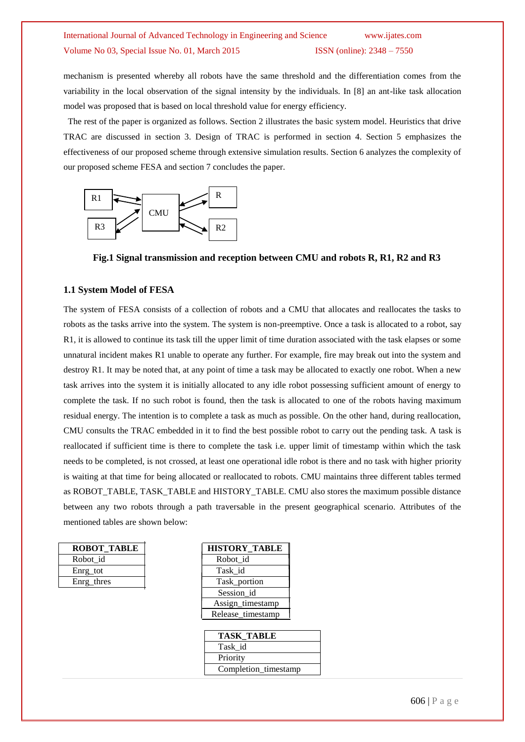mechanism is presented whereby all robots have the same threshold and the differentiation comes from the variability in the local observation of the signal intensity by the individuals. In [8] an ant-like task allocation model was proposed that is based on local threshold value for energy efficiency.

The rest of the paper is organized as follows. Section 2 illustrates the basic system model. Heuristics that drive TRAC are discussed in section 3. Design of TRAC is performed in section 4. Section 5 emphasizes the effectiveness of our proposed scheme through extensive simulation results. Section 6 analyzes the complexity of our proposed scheme FESA and section 7 concludes the paper.

**Fig.1 Signal transmission and reception between CMU and robots R, R1, R2 and R3**

### 1.1 System Model of FESA

The system of FESA consists of a collection of robots and a CMU that allocates and reallocates the tasks to robots as the tasks arrive into the system. The system is non-preemptive. Once a task is allocated to a robot, say R1, it is allowed to continue its task till the upper limit of time duration associated with the task elapses or some unnatural incident makes R1 unable to operate any further. For example, fire may break out into the system and destroy R1. It may be noted that, at any point of time a task may be allocated to exactly one robot. When a new task arrives into the system it is initially allocated to any idle robot possessing sufficient amount of energy to complete the task. If no such robot is found, then the task is allocated to one of the robots having maximum residual energy. The intention is to complete a task as much as possible. On the other hand, during reallocation, CMU consults the TRAC embedded in it to find the best possible robot to carry out the pending task. A task is reallocated if sufficient time is there to complete the task i.e. upper limit of timestamp within which the task needs to be completed, is not crossed, at least one operational idle robot is there and no task with higher priority is waiting at that time for being allocated or reallocated to robots. CMU maintains three different tables termed as ROBOT_TABLE, TASK_TABLE and HISTORY_TABLE. CMU also stores the maximum possible distance between any two robots through a path traversable in the present geographical scenario. Attributes of the mentioned tables are shown below:

| ROBOT_TABLE |
| --- |
| Robot_id |
| Enrg_tot |
| Enrg_thres |

| HISTORY_TABLE |
| --- |
| Robot_id |
| Task_id |
| Task_portion |
| Session_id |
| Assign_timestamp |
| Release_timestamp |

| TASK_TABLE |
| --- |
| Task_id |
| Priority |
| Completion_timestamp |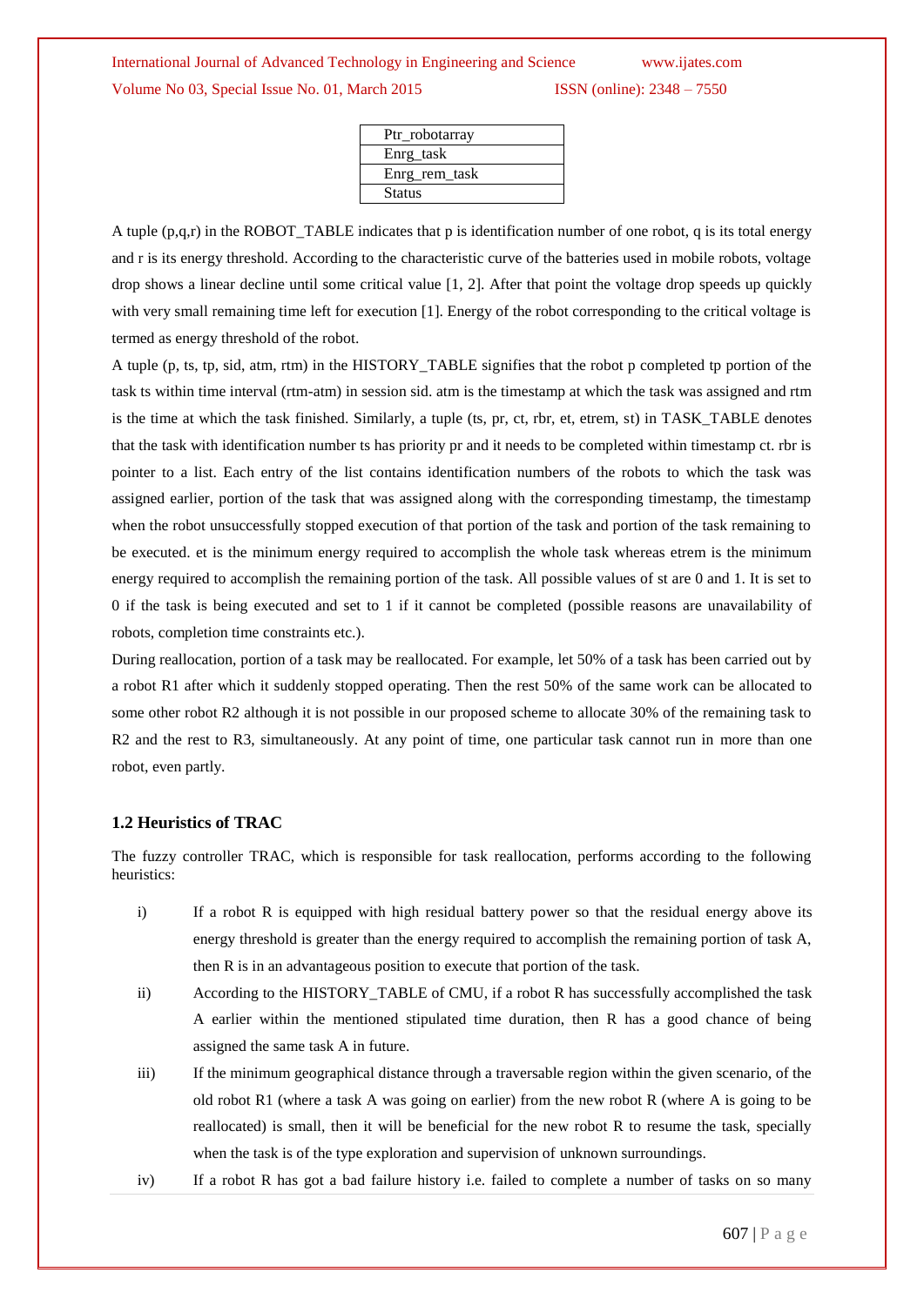| Ptr_robotarray |
| --- |
| Enrg_task |
| Enrg_rem_task |
| Status |

A tuple (p,q,r) in the ROBOT_TABLE indicates that p is identification number of one robot, q is its total energy and r is its energy threshold. According to the characteristic curve of the batteries used in mobile robots, voltage drop shows a linear decline until some critical value [1, 2]. After that point the voltage drop speeds up quickly with very small remaining time left for execution [1]. Energy of the robot corresponding to the critical voltage is termed as energy threshold of the robot.

A tuple (p, ts, tp, sid, atm, rtm) in the HISTORY_TABLE signifies that the robot p completed tp portion of the task ts within time interval (rtm-atm) in session sid. atm is the timestamp at which the task was assigned and rtm is the time at which the task finished. Similarly, a tuple (ts, pr, ct, rbr, et, etrem, st) in TASK_TABLE denotes that the task with identification number ts has priority pr and it needs to be completed within timestamp ct. rbr is pointer to a list. Each entry of the list contains identification numbers of the robots to which the task was assigned earlier, portion of the task that was assigned along with the corresponding timestamp, the timestamp when the robot unsuccessfully stopped execution of that portion of the task and portion of the task remaining to be executed. et is the minimum energy required to accomplish the whole task whereas etrem is the minimum energy required to accomplish the remaining portion of the task. All possible values of st are 0 and 1. It is set to 0 if the task is being executed and set to 1 if it cannot be completed (possible reasons are unavailability of robots, completion time constraints etc.).

During reallocation, portion of a task may be reallocated. For example, let 50% of a task has been carried out by a robot R1 after which it suddenly stopped operating. Then the rest 50% of the same work can be allocated to some other robot R2 although it is not possible in our proposed scheme to allocate 30% of the remaining task to R2 and the rest to R3, simultaneously. At any point of time, one particular task cannot run in more than one robot, even partly.

### 1.2 Heuristics of TRAC

The fuzzy controller TRAC, which is responsible for task reallocation, performs according to the following heuristics:

i) If a robot R is equipped with high residual battery power so that the residual energy above its energy threshold is greater than the energy required to accomplish the remaining portion of task A, then R is in an advantageous position to execute that portion of the task.

ii) According to the HISTORY_TABLE of CMU, if a robot R has successfully accomplished the task A earlier within the mentioned stipulated time duration, then R has a good chance of being assigned the same task A in future.

iii) If the minimum geographical distance through a traversable region within the given scenario, of the old robot R1 (where a task A was going on earlier) from the new robot R (where A is going to be reallocated) is small, then it will be beneficial for the new robot R to resume the task, specially when the task is of the type exploration and supervision of unknown surroundings.

iv) If a robot R has got a bad failure history i.e. failed to complete a number of tasks on so many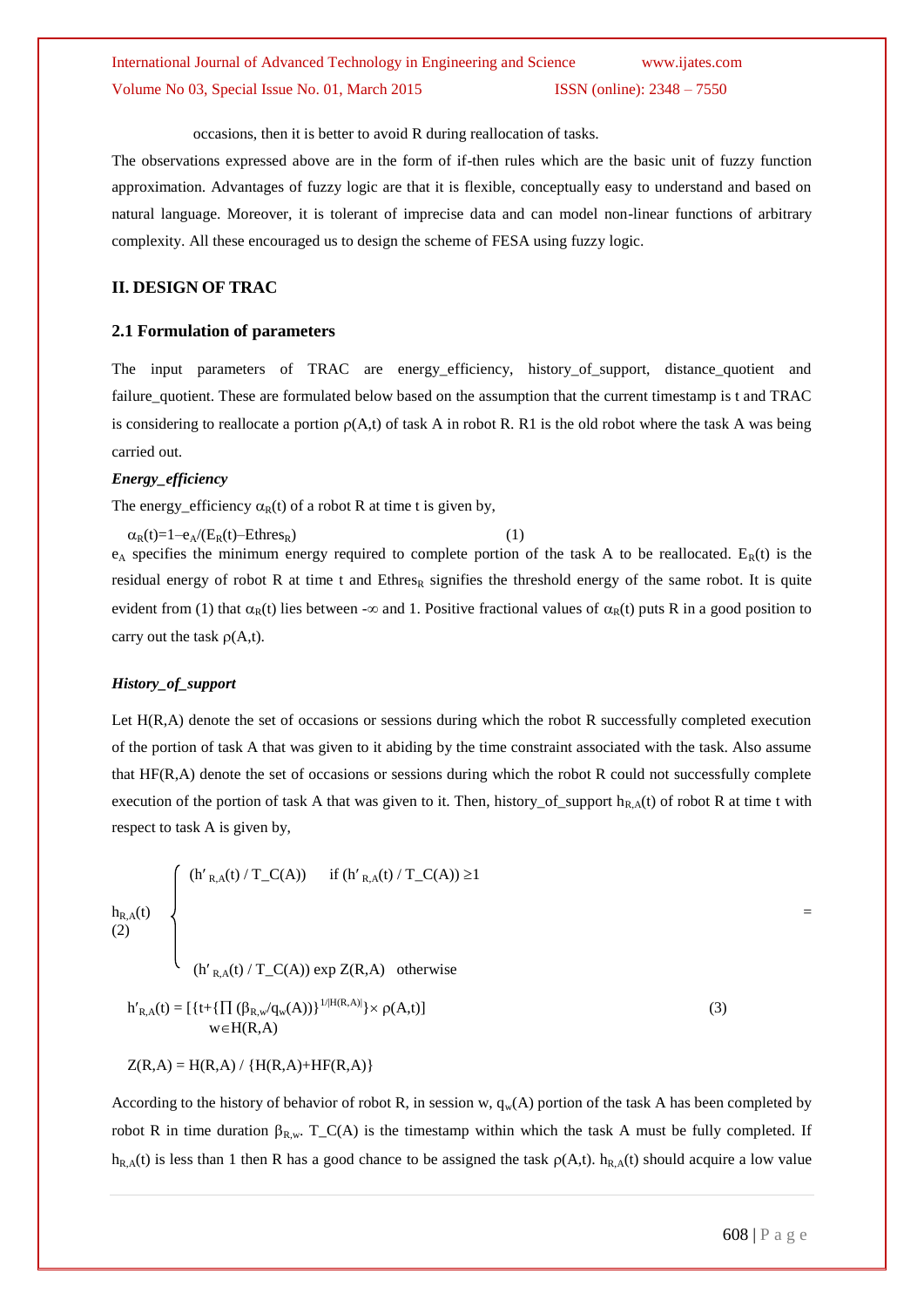occasions, then it is better to avoid R during reallocation of tasks.

The observations expressed above are in the form of if-then rules which are the basic unit of fuzzy function approximation. Advantages of fuzzy logic are that it is flexible, conceptually easy to understand and based on natural language. Moreover, it is tolerant of imprecise data and can model non-linear functions of arbitrary complexity. All these encouraged us to design the scheme of FESA using fuzzy logic.

## II. DESIGN OF TRAC

### 2.1 Formulation of parameters

The input parameters of TRAC are energy_efficiency, history_of_support, distance_quotient and failure_quotient. These are formulated below based on the assumption that the current timestamp is t and TRAC is considering to reallocate a portion $\rho(A,t)$ of task A in robot R. R1 is the old robot where the task A was being carried out.

***Energy_efficiency***

The energy_efficiency $\alpha_R(t)$ of a robot R at time t is given by,

$$\alpha_R(t)=1-e_A/(E_R(t)-Ethres_R) \quad (1)$$

$e_A$ specifies the minimum energy required to complete portion of the task A to be reallocated. $E_R(t)$ is the residual energy of robot R at time t and $Ethres_R$ signifies the threshold energy of the same robot. It is quite evident from (1) that $\alpha_R(t)$ lies between $-\infty$ and 1. Positive fractional values of $\alpha_R(t)$ puts R in a good position to carry out the task $\rho(A,t)$.

***History_of_support***

Let H(R,A) denote the set of occasions or sessions during which the robot R successfully completed execution of the portion of task A that was given to it abiding by the time constraint associated with the task. Also assume that HF(R,A) denote the set of occasions or sessions during which the robot R could not successfully complete execution of the portion of task A that was given to it. Then, history_of_support $h_{R,A}(t)$ of robot R at time t with respect to task A is given by,

$$h_{R,A}(t) = \begin{cases} (h'_{R,A}(t) / T\_C(A)) & \text{if } (h'_{R,A}(t) / T\_C(A)) \geq 1 \\ (h'_{R,A}(t) / T\_C(A)) \exp Z(R,A) & \text{otherwise} \end{cases} \quad (2)$$

$$h'_{R,A}(t) = [\{t+\{\prod_{w \in H(R,A)} (\beta_{R,w}/q_w(A))\}^{1/|H(R,A)|}\}\times \rho(A,t)] \quad (3)$$

$$Z(R,A) = H(R,A) / \{H(R,A)+HF(R,A)\}$$

According to the history of behavior of robot R, in session w, $q_w(A)$ portion of the task A has been completed by robot R in time duration $\beta_{R,w}$. T_C(A) is the timestamp within which the task A must be fully completed. If $h_{R,A}(t)$ is less than 1 then R has a good chance to be assigned the task $\rho(A,t)$. $h_{R,A}(t)$ should acquire a low value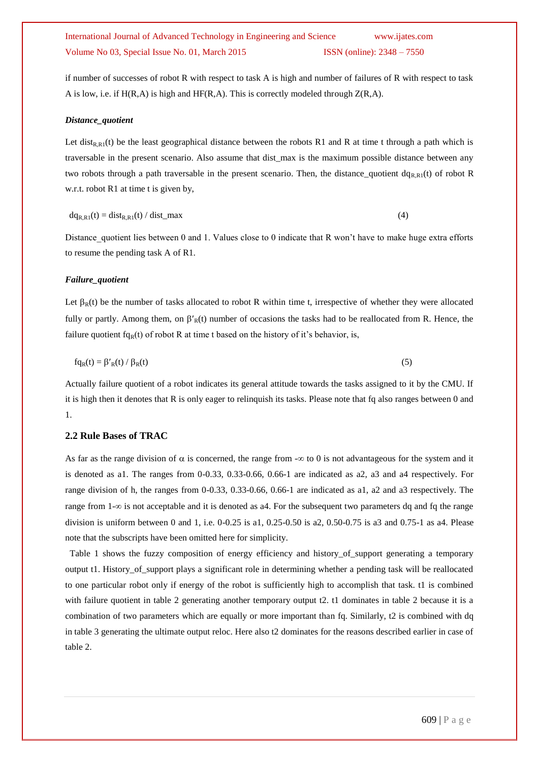if number of successes of robot R with respect to task A is high and number of failures of R with respect to task A is low, i.e. if H(R,A) is high and HF(R,A). This is correctly modeled through Z(R,A).

***Distance_quotient***

Let $dist_{R,R1}(t)$ be the least geographical distance between the robots R1 and R at time t through a path which is traversable in the present scenario. Also assume that dist_max is the maximum possible distance between any two robots through a path traversable in the present scenario. Then, the distance_quotient $dq_{R,R1}(t)$ of robot R w.r.t. robot R1 at time t is given by,

$$dq_{R,R1}(t) = dist_{R,R1}(t) / dist\_max \quad (4)$$

Distance_quotient lies between 0 and 1. Values close to 0 indicate that R won't have to make huge extra efforts to resume the pending task A of R1.

***Failure_quotient***

Let $\beta_R(t)$ be the number of tasks allocated to robot R within time t, irrespective of whether they were allocated fully or partly. Among them, on $\beta'_R(t)$ number of occasions the tasks had to be reallocated from R. Hence, the failure quotient $fq_R(t)$ of robot R at time t based on the history of it's behavior, is,

$$fq_R(t) = \beta'_R(t) / \beta_R(t) \quad (5)$$

Actually failure quotient of a robot indicates its general attitude towards the tasks assigned to it by the CMU. If it is high then it denotes that R is only eager to relinquish its tasks. Please note that fq also ranges between 0 and 1.

### 2.2 Rule Bases of TRAC

As far as the range division of $\alpha$ is concerned, the range from $-\infty$ to 0 is not advantageous for the system and it is denoted as a1. The ranges from 0-0.33, 0.33-0.66, 0.66-1 are indicated as a2, a3 and a4 respectively. For range division of h, the ranges from 0-0.33, 0.33-0.66, 0.66-1 are indicated as a1, a2 and a3 respectively. The range from $1$-$\infty$ is not acceptable and it is denoted as a4. For the subsequent two parameters dq and fq the range division is uniform between 0 and 1, i.e. 0-0.25 is a1, 0.25-0.50 is a2, 0.50-0.75 is a3 and 0.75-1 as a4. Please note that the subscripts have been omitted here for simplicity.

Table 1 shows the fuzzy composition of energy efficiency and history_of_support generating a temporary output t1. History_of_support plays a significant role in determining whether a pending task will be reallocated to one particular robot only if energy of the robot is sufficiently high to accomplish that task. t1 is combined with failure quotient in table 2 generating another temporary output t2. t1 dominates in table 2 because it is a combination of two parameters which are equally or more important than fq. Similarly, t2 is combined with dq in table 3 generating the ultimate output reloc. Here also t2 dominates for the reasons described earlier in case of table 2.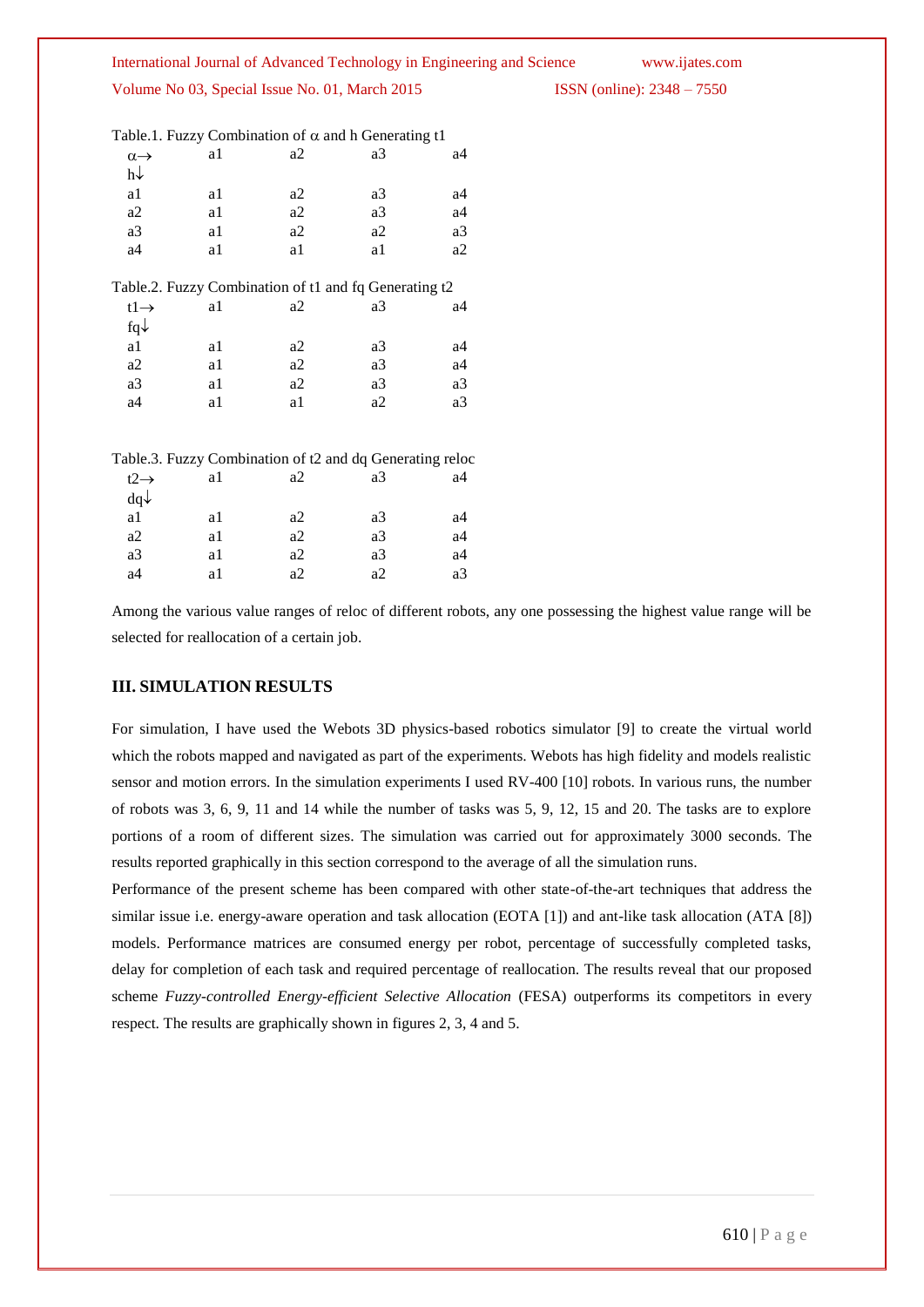Table.1. Fuzzy Combination of α and h Generating t1

| α→ h↓ | a1 | a2 | a3 | a4 |
|---|---|---|---|---|
| a1 | a1 | a2 | a3 | a4 |
| a2 | a1 | a2 | a3 | a4 |
| a3 | a1 | a2 | a2 | a3 |
| a4 | a1 | a1 | a1 | a2 |

Table.2. Fuzzy Combination of t1 and fq Generating t2

| t1→ fq↓ | a1 | a2 | a3 | a4 |
|---|---|---|---|---|
| a1 | a1 | a2 | a3 | a4 |
| a2 | a1 | a2 | a3 | a4 |
| a3 | a1 | a2 | a3 | a3 |
| a4 | a1 | a1 | a2 | a3 |

Table.3. Fuzzy Combination of t2 and dq Generating reloc

| t2→ dq↓ | a1 | a2 | a3 | a4 |
|---|---|---|---|---|
| a1 | a1 | a2 | a3 | a4 |
| a2 | a1 | a2 | a3 | a4 |
| a3 | a1 | a2 | a3 | a4 |
| a4 | a1 | a2 | a2 | a3 |

Among the various value ranges of reloc of different robots, any one possessing the highest value range will be selected for reallocation of a certain job.

## III. SIMULATION RESULTS

For simulation, I have used the Webots 3D physics-based robotics simulator [9] to create the virtual world which the robots mapped and navigated as part of the experiments. Webots has high fidelity and models realistic sensor and motion errors. In the simulation experiments I used RV-400 [10] robots. In various runs, the number of robots was 3, 6, 9, 11 and 14 while the number of tasks was 5, 9, 12, 15 and 20. The tasks are to explore portions of a room of different sizes. The simulation was carried out for approximately 3000 seconds. The results reported graphically in this section correspond to the average of all the simulation runs.

Performance of the present scheme has been compared with other state-of-the-art techniques that address the similar issue i.e. energy-aware operation and task allocation (EOTA [1]) and ant-like task allocation (ATA [8]) models. Performance matrices are consumed energy per robot, percentage of successfully completed tasks, delay for completion of each task and required percentage of reallocation. The results reveal that our proposed scheme *Fuzzy-controlled Energy-efficient Selective Allocation* (FESA) outperforms its competitors in every respect. The results are graphically shown in figures 2, 3, 4 and 5.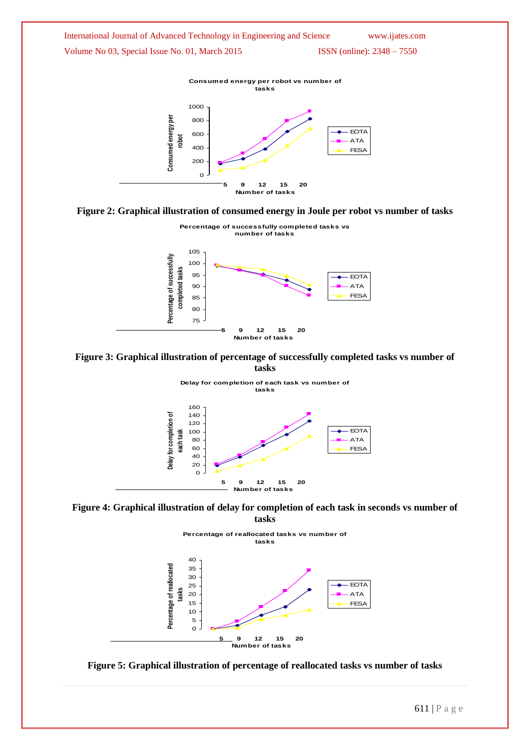Consumed energy per robot vs number of tasks

Figure 2: Graphical illustration of consumed energy in Joule per robot vs number of tasks

Percentage of successfully completed tasks vs number of tasks

Figure 3: Graphical illustration of percentage of successfully completed tasks vs number of tasks

Delay for completion of each task vs number of tasks

Figure 4: Graphical illustration of delay for completion of each task in seconds vs number of tasks

Percentage of reallocated tasks vs number of tasks

Figure 5: Graphical illustration of percentage of reallocated tasks vs number of tasks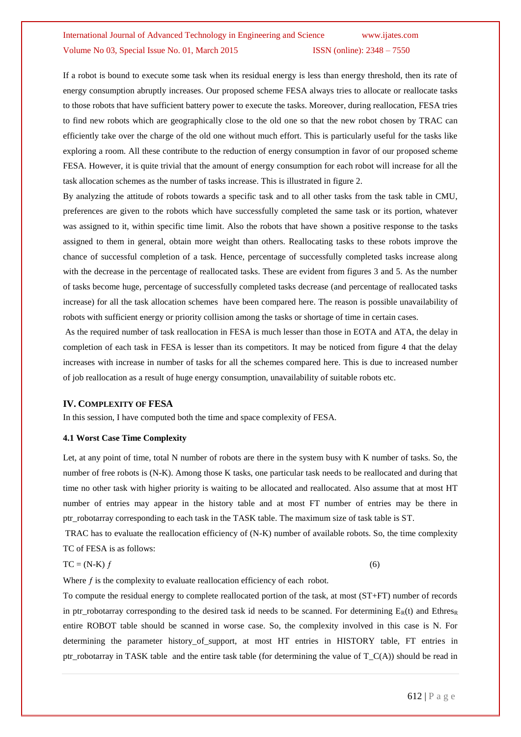If a robot is bound to execute some task when its residual energy is less than energy threshold, then its rate of energy consumption abruptly increases. Our proposed scheme FESA always tries to allocate or reallocate tasks to those robots that have sufficient battery power to execute the tasks. Moreover, during reallocation, FESA tries to find new robots which are geographically close to the old one so that the new robot chosen by TRAC can efficiently take over the charge of the old one without much effort. This is particularly useful for the tasks like exploring a room. All these contribute to the reduction of energy consumption in favor of our proposed scheme FESA. However, it is quite trivial that the amount of energy consumption for each robot will increase for all the task allocation schemes as the number of tasks increase. This is illustrated in figure 2.

By analyzing the attitude of robots towards a specific task and to all other tasks from the task table in CMU, preferences are given to the robots which have successfully completed the same task or its portion, whatever was assigned to it, within specific time limit. Also the robots that have shown a positive response to the tasks assigned to them in general, obtain more weight than others. Reallocating tasks to these robots improve the chance of successful completion of a task. Hence, percentage of successfully completed tasks increase along with the decrease in the percentage of reallocated tasks. These are evident from figures 3 and 5. As the number of tasks become huge, percentage of successfully completed tasks decrease (and percentage of reallocated tasks increase) for all the task allocation schemes have been compared here. The reason is possible unavailability of robots with sufficient energy or priority collision among the tasks or shortage of time in certain cases.

As the required number of task reallocation in FESA is much lesser than those in EOTA and ATA, the delay in completion of each task in FESA is lesser than its competitors. It may be noticed from figure 4 that the delay increases with increase in number of tasks for all the schemes compared here. This is due to increased number of job reallocation as a result of huge energy consumption, unavailability of suitable robots etc.

## IV. Complexity of FESA

In this session, I have computed both the time and space complexity of FESA.

### 4.1 Worst Case Time Complexity

Let, at any point of time, total N number of robots are there in the system busy with K number of tasks. So, the number of free robots is (N-K). Among those K tasks, one particular task needs to be reallocated and during that time no other task with higher priority is waiting to be allocated and reallocated. Also assume that at most HT number of entries may appear in the history table and at most FT number of entries may be there in ptr_robotarray corresponding to each task in the TASK table. The maximum size of task table is ST.

TRAC has to evaluate the reallocation efficiency of (N-K) number of available robots. So, the time complexity TC of FESA is as follows:

$$TC = (N-K)\, f \qquad (6)$$

Where $f$ is the complexity to evaluate reallocation efficiency of each robot.

To compute the residual energy to complete reallocated portion of the task, at most (ST+FT) number of records in ptr_robotarray corresponding to the desired task id needs to be scanned. For determining $E_R(t)$ and $Ethres_R$ entire ROBOT table should be scanned in worse case. So, the complexity involved in this case is N. For determining the parameter history_of_support, at most HT entries in HISTORY table, FT entries in ptr_robotarray in TASK table and the entire task table (for determining the value of T_C(A)) should be read in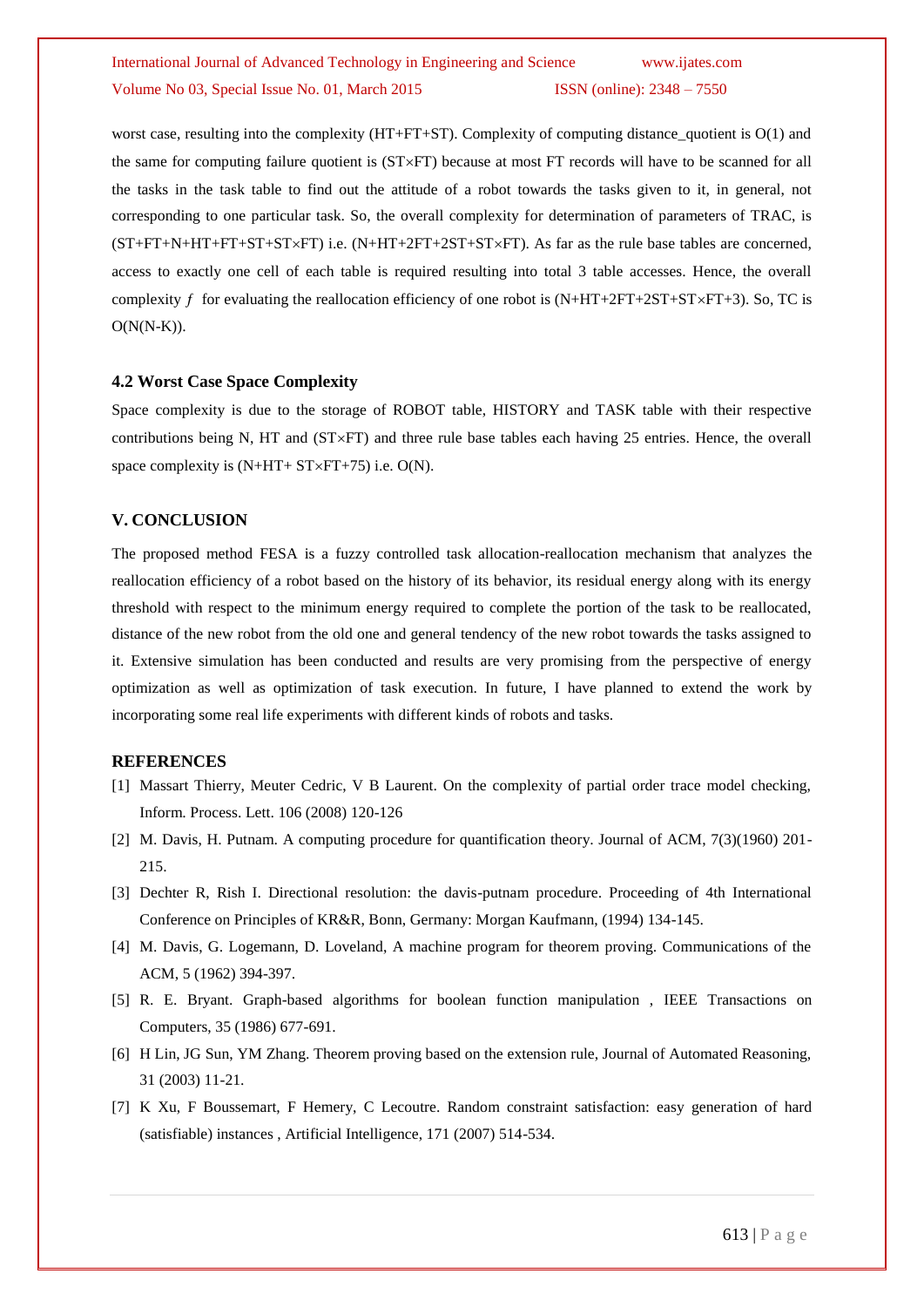worst case, resulting into the complexity (HT+FT+ST). Complexity of computing distance_quotient is O(1) and the same for computing failure quotient is (ST×FT) because at most FT records will have to be scanned for all the tasks in the task table to find out the attitude of a robot towards the tasks given to it, in general, not corresponding to one particular task. So, the overall complexity for determination of parameters of TRAC, is (ST+FT+N+HT+FT+ST+ST×FT) i.e. (N+HT+2FT+2ST+ST×FT). As far as the rule base tables are concerned, access to exactly one cell of each table is required resulting into total 3 table accesses. Hence, the overall complexity $f$ for evaluating the reallocation efficiency of one robot is (N+HT+2FT+2ST+ST×FT+3). So, TC is O(N(N-K)).

### 4.2 Worst Case Space Complexity

Space complexity is due to the storage of ROBOT table, HISTORY and TASK table with their respective contributions being N, HT and (ST×FT) and three rule base tables each having 25 entries. Hence, the overall space complexity is (N+HT+ ST×FT+75) i.e. O(N).

## V. CONCLUSION

The proposed method FESA is a fuzzy controlled task allocation-reallocation mechanism that analyzes the reallocation efficiency of a robot based on the history of its behavior, its residual energy along with its energy threshold with respect to the minimum energy required to complete the portion of the task to be reallocated, distance of the new robot from the old one and general tendency of the new robot towards the tasks assigned to it. Extensive simulation has been conducted and results are very promising from the perspective of energy optimization as well as optimization of task execution. In future, I have planned to extend the work by incorporating some real life experiments with different kinds of robots and tasks.

## REFERENCES

[1] Massart Thierry, Meuter Cedric, V B Laurent. On the complexity of partial order trace model checking, Inform. Process. Lett. 106 (2008) 120-126

[2] M. Davis, H. Putnam. A computing procedure for quantification theory. Journal of ACM, 7(3)(1960) 201-215.

[3] Dechter R, Rish I. Directional resolution: the davis-putnam procedure. Proceeding of 4th International Conference on Principles of KR&R, Bonn, Germany: Morgan Kaufmann, (1994) 134-145.

[4] M. Davis, G. Logemann, D. Loveland, A machine program for theorem proving. Communications of the ACM, 5 (1962) 394-397.

[5] R. E. Bryant. Graph-based algorithms for boolean function manipulation , IEEE Transactions on Computers, 35 (1986) 677-691.

[6] H Lin, JG Sun, YM Zhang. Theorem proving based on the extension rule, Journal of Automated Reasoning, 31 (2003) 11-21.

[7] K Xu, F Boussemart, F Hemery, C Lecoutre. Random constraint satisfaction: easy generation of hard (satisfiable) instances , Artificial Intelligence, 171 (2007) 514-534.